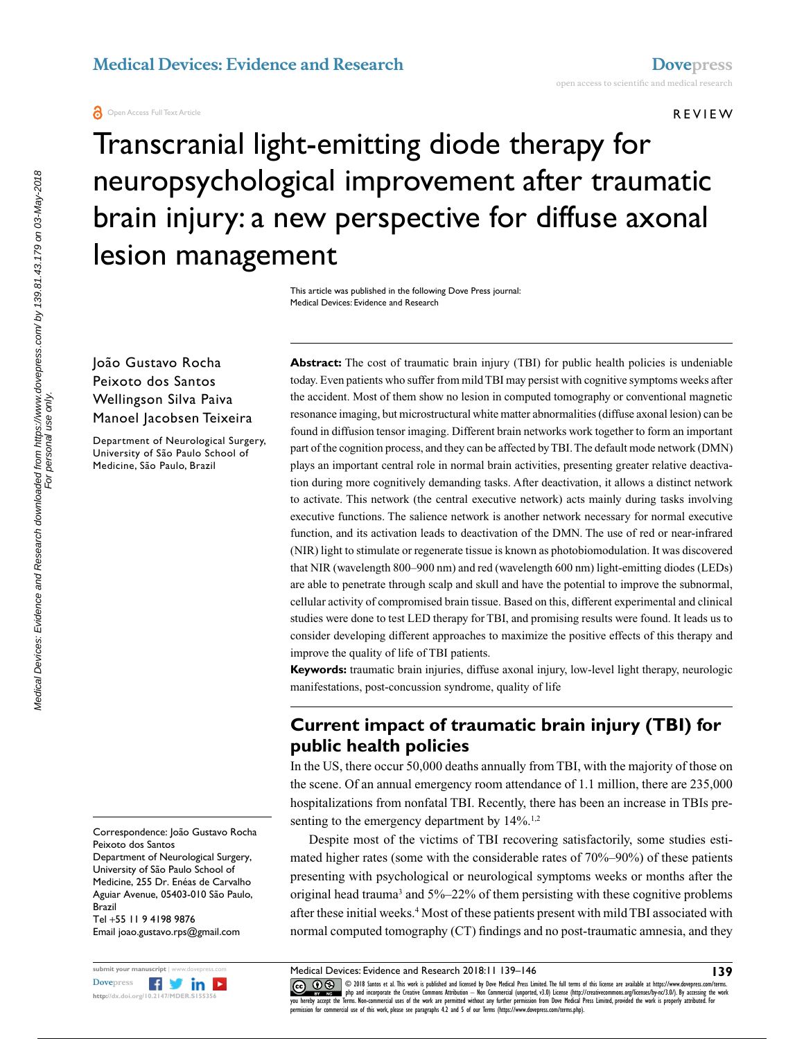# Transcranial light-emitting diode therapy for neuropsychological improvement after traumatic brain injury: a new perspective for diffuse axonal lesion management

João Gustavo Rocha Peixoto dos Santos
Wellingson Silva Paiva
Manoel Jacobsen Teixeira

Department of Neurological Surgery, University of São Paulo School of Medicine, São Paulo, Brazil

Correspondence: João Gustavo Rocha Peixoto dos Santos
Department of Neurological Surgery, University of São Paulo School of Medicine, 255 Dr. Enéas de Carvalho Aguiar Avenue, 05403-010 São Paulo, Brazil
Tel +55 11 9 4198 9876
Email joao.gustavo.rps@gmail.com

**Abstract:** The cost of traumatic brain injury (TBI) for public health policies is undeniable today. Even patients who suffer from mild TBI may persist with cognitive symptoms weeks after the accident. Most of them show no lesion in computed tomography or conventional magnetic resonance imaging, but microstructural white matter abnormalities (diffuse axonal lesion) can be found in diffusion tensor imaging. Different brain networks work together to form an important part of the cognition process, and they can be affected by TBI. The default mode network (DMN) plays an important central role in normal brain activities, presenting greater relative deactivation during more cognitively demanding tasks. After deactivation, it allows a distinct network to activate. This network (the central executive network) acts mainly during tasks involving executive functions. The salience network is another network necessary for normal executive function, and its activation leads to deactivation of the DMN. The use of red or near-infrared (NIR) light to stimulate or regenerate tissue is known as photobiomodulation. It was discovered that NIR (wavelength 800–900 nm) and red (wavelength 600 nm) light-emitting diodes (LEDs) are able to penetrate through scalp and skull and have the potential to improve the subnormal, cellular activity of compromised brain tissue. Based on this, different experimental and clinical studies were done to test LED therapy for TBI, and promising results were found. It leads us to consider developing different approaches to maximize the positive effects of this therapy and improve the quality of life of TBI patients.

**Keywords:** traumatic brain injuries, diffuse axonal injury, low-level light therapy, neurologic manifestations, post-concussion syndrome, quality of life

## Current impact of traumatic brain injury (TBI) for public health policies

In the US, there occur 50,000 deaths annually from TBI, with the majority of those on the scene. Of an annual emergency room attendance of 1.1 million, there are 235,000 hospitalizations from nonfatal TBI. Recently, there has been an increase in TBIs presenting to the emergency department by 14%.[1,2]

Despite most of the victims of TBI recovering satisfactorily, some studies estimated higher rates (some with the considerable rates of 70%–90%) of these patients presenting with psychological or neurological symptoms weeks or months after the original head trauma[3] and 5%–22% of them persisting with these cognitive problems after these initial weeks.[4] Most of these patients present with mild TBI associated with normal computed tomography (CT) findings and no post-traumatic amnesia, and they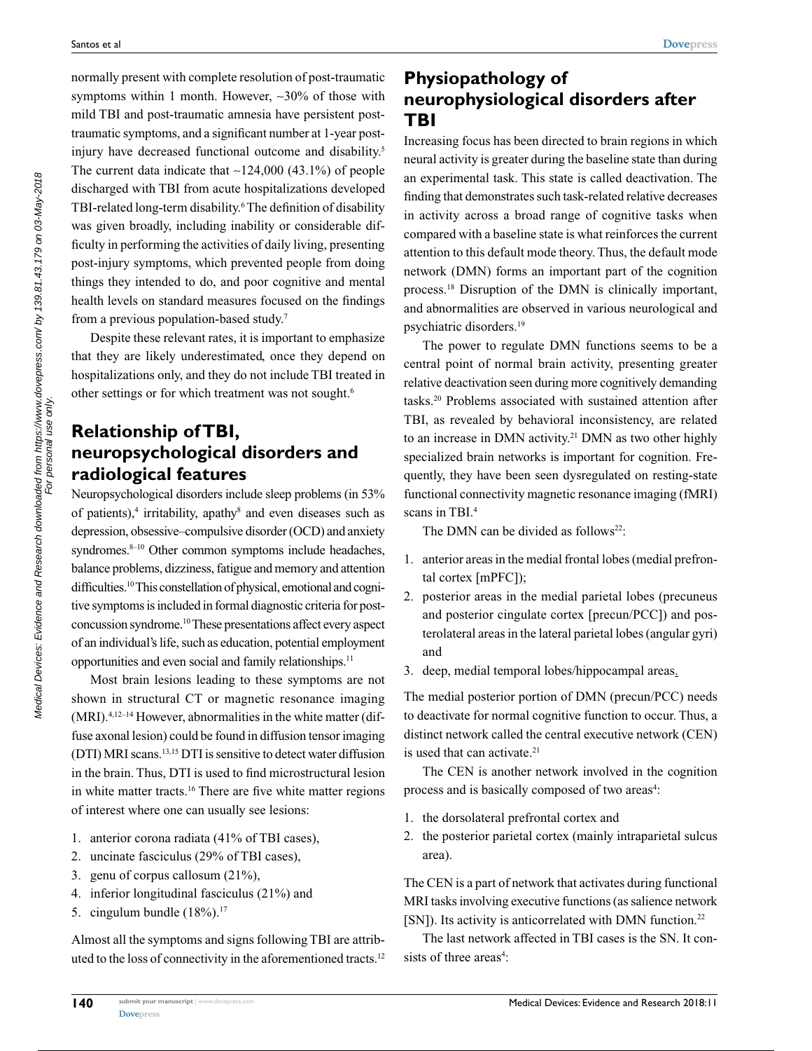normally present with complete resolution of post-traumatic symptoms within 1 month. However, ~30% of those with mild TBI and post-traumatic amnesia have persistent post-traumatic symptoms, and a significant number at 1-year post-injury have decreased functional outcome and disability.[5] The current data indicate that ~124,000 (43.1%) of people discharged with TBI from acute hospitalizations developed TBI-related long-term disability.[6] The definition of disability was given broadly, including inability or considerable difficulty in performing the activities of daily living, presenting post-injury symptoms, which prevented people from doing things they intended to do, and poor cognitive and mental health levels on standard measures focused on the findings from a previous population-based study.[7]

Despite these relevant rates, it is important to emphasize that they are likely underestimated, once they depend on hospitalizations only, and they do not include TBI treated in other settings or for which treatment was not sought.[6]

## Relationship of TBI, neuropsychological disorders and radiological features

Neuropsychological disorders include sleep problems (in 53% of patients),[4] irritability, apathy[8] and even diseases such as depression, obsessive–compulsive disorder (OCD) and anxiety syndromes.[8–10] Other common symptoms include headaches, balance problems, dizziness, fatigue and memory and attention difficulties.[10] This constellation of physical, emotional and cognitive symptoms is included in formal diagnostic criteria for post-concussion syndrome.[10] These presentations affect every aspect of an individual's life, such as education, potential employment opportunities and even social and family relationships.[11]

Most brain lesions leading to these symptoms are not shown in structural CT or magnetic resonance imaging (MRI).[4,12–14] However, abnormalities in the white matter (diffuse axonal lesion) could be found in diffusion tensor imaging (DTI) MRI scans.[13,15] DTI is sensitive to detect water diffusion in the brain. Thus, DTI is used to find microstructural lesion in white matter tracts.[16] There are five white matter regions of interest where one can usually see lesions:

1. anterior corona radiata (41% of TBI cases),
2. uncinate fasciculus (29% of TBI cases),
3. genu of corpus callosum (21%),
4. inferior longitudinal fasciculus (21%) and
5. cingulum bundle (18%).[17]

Almost all the symptoms and signs following TBI are attributed to the loss of connectivity in the aforementioned tracts.[12]

## Physiopathology of neurophysiological disorders after TBI

Increasing focus has been directed to brain regions in which neural activity is greater during the baseline state than during an experimental task. This state is called deactivation. The finding that demonstrates such task-related relative decreases in activity across a broad range of cognitive tasks when compared with a baseline state is what reinforces the current attention to this default mode theory. Thus, the default mode network (DMN) forms an important part of the cognition process.[18] Disruption of the DMN is clinically important, and abnormalities are observed in various neurological and psychiatric disorders.[19]

The power to regulate DMN functions seems to be a central point of normal brain activity, presenting greater relative deactivation seen during more cognitively demanding tasks.[20] Problems associated with sustained attention after TBI, as revealed by behavioral inconsistency, are related to an increase in DMN activity.[21] DMN as two other highly specialized brain networks is important for cognition. Frequently, they have been seen dysregulated on resting-state functional connectivity magnetic resonance imaging (fMRI) scans in TBI.[4]

The DMN can be divided as follows[22]:

1. anterior areas in the medial frontal lobes (medial prefrontal cortex [mPFC]);
2. posterior areas in the medial parietal lobes (precuneus and posterior cingulate cortex [precun/PCC]) and posterolateral areas in the lateral parietal lobes (angular gyri) and
3. deep, medial temporal lobes/hippocampal areas.

The medial posterior portion of DMN (precun/PCC) needs to deactivate for normal cognitive function to occur. Thus, a distinct network called the central executive network (CEN) is used that can activate.[21]

The CEN is another network involved in the cognition process and is basically composed of two areas[4]:

1. the dorsolateral prefrontal cortex and
2. the posterior parietal cortex (mainly intraparietal sulcus area).

The CEN is a part of network that activates during functional MRI tasks involving executive functions (as salience network [SN]). Its activity is anticorrelated with DMN function.[22]

The last network affected in TBI cases is the SN. It consists of three areas[4]: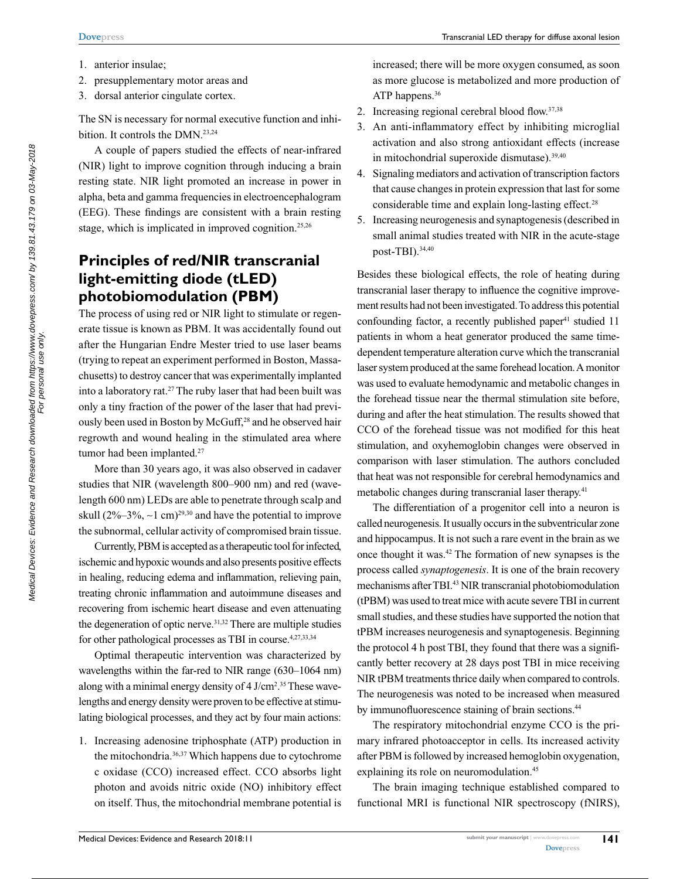1. anterior insulae;
2. presupplementary motor areas and
3. dorsal anterior cingulate cortex.

The SN is necessary for normal executive function and inhibition. It controls the DMN.[23,24]

A couple of papers studied the effects of near-infrared (NIR) light to improve cognition through inducing a brain resting state. NIR light promoted an increase in power in alpha, beta and gamma frequencies in electroencephalogram (EEG). These findings are consistent with a brain resting stage, which is implicated in improved cognition.[25,26]

## Principles of red/NIR transcranial light-emitting diode (tLED) photobiomodulation (PBM)

The process of using red or NIR light to stimulate or regenerate tissue is known as PBM. It was accidentally found out after the Hungarian Endre Mester tried to use laser beams (trying to repeat an experiment performed in Boston, Massachusetts) to destroy cancer that was experimentally implanted into a laboratory rat.[27] The ruby laser that had been built was only a tiny fraction of the power of the laser that had previously been used in Boston by McGuff,[28] and he observed hair regrowth and wound healing in the stimulated area where tumor had been implanted.[27]

More than 30 years ago, it was also observed in cadaver studies that NIR (wavelength 800–900 nm) and red (wavelength 600 nm) LEDs are able to penetrate through scalp and skull (2%–3%, ~1 cm)[29,30] and have the potential to improve the subnormal, cellular activity of compromised brain tissue.

Currently, PBM is accepted as a therapeutic tool for infected, ischemic and hypoxic wounds and also presents positive effects in healing, reducing edema and inflammation, relieving pain, treating chronic inflammation and autoimmune diseases and recovering from ischemic heart disease and even attenuating the degeneration of optic nerve.[31,32] There are multiple studies for other pathological processes as TBI in course.[4,27,33,34]

Optimal therapeutic intervention was characterized by wavelengths within the far-red to NIR range (630–1064 nm) along with a minimal energy density of 4 J/cm$^2$.[35] These wavelengths and energy density were proven to be effective at stimulating biological processes, and they act by four main actions:

1. Increasing adenosine triphosphate (ATP) production in the mitochondria.[36,37] Which happens due to cytochrome c oxidase (CCO) increased effect. CCO absorbs light photon and avoids nitric oxide (NO) inhibitory effect on itself. Thus, the mitochondrial membrane potential is increased; there will be more oxygen consumed, as soon as more glucose is metabolized and more production of ATP happens.[36]
2. Increasing regional cerebral blood flow.[37,38]
3. An anti-inflammatory effect by inhibiting microglial activation and also strong antioxidant effects (increase in mitochondrial superoxide dismutase).[39,40]
4. Signaling mediators and activation of transcription factors that cause changes in protein expression that last for some considerable time and explain long-lasting effect.[28]
5. Increasing neurogenesis and synaptogenesis (described in small animal studies treated with NIR in the acute-stage post-TBI).[34,40]

Besides these biological effects, the role of heating during transcranial laser therapy to influence the cognitive improvement results had not been investigated. To address this potential confounding factor, a recently published paper[41] studied 11 patients in whom a heat generator produced the same time-dependent temperature alteration curve which the transcranial laser system produced at the same forehead location. A monitor was used to evaluate hemodynamic and metabolic changes in the forehead tissue near the thermal stimulation site before, during and after the heat stimulation. The results showed that CCO of the forehead tissue was not modified for this heat stimulation, and oxyhemoglobin changes were observed in comparison with laser stimulation. The authors concluded that heat was not responsible for cerebral hemodynamics and metabolic changes during transcranial laser therapy.[41]

The differentiation of a progenitor cell into a neuron is called neurogenesis. It usually occurs in the subventricular zone and hippocampus. It is not such a rare event in the brain as we once thought it was.[42] The formation of new synapses is the process called *synaptogenesis*. It is one of the brain recovery mechanisms after TBI.[43] NIR transcranial photobiomodulation (tPBM) was used to treat mice with acute severe TBI in current small studies, and these studies have supported the notion that tPBM increases neurogenesis and synaptogenesis. Beginning the protocol 4 h post TBI, they found that there was a significantly better recovery at 28 days post TBI in mice receiving NIR tPBM treatments thrice daily when compared to controls. The neurogenesis was noted to be increased when measured by immunofluorescence staining of brain sections.[44]

The respiratory mitochondrial enzyme CCO is the primary infrared photoacceptor in cells. Its increased activity after PBM is followed by increased hemoglobin oxygenation, explaining its role on neuromodulation.[45]

The brain imaging technique established compared to functional MRI is functional NIR spectroscopy (fNIRS),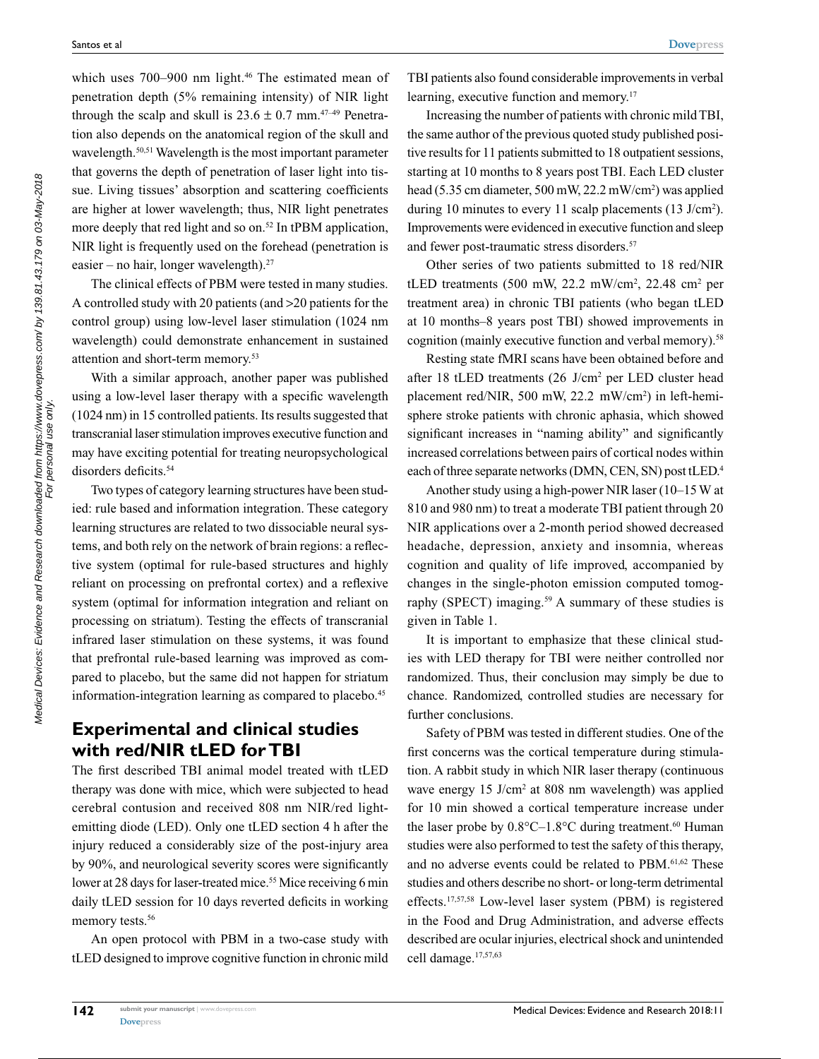which uses 700–900 nm light.[46] The estimated mean of penetration depth (5% remaining intensity) of NIR light through the scalp and skull is 23.6 ± 0.7 mm.[47–49] Penetration also depends on the anatomical region of the skull and wavelength.[50,51] Wavelength is the most important parameter that governs the depth of penetration of laser light into tissue. Living tissues' absorption and scattering coefficients are higher at lower wavelength; thus, NIR light penetrates more deeply that red light and so on.[52] In tPBM application, NIR light is frequently used on the forehead (penetration is easier – no hair, longer wavelength).[27]

The clinical effects of PBM were tested in many studies. A controlled study with 20 patients (and >20 patients for the control group) using low-level laser stimulation (1024 nm wavelength) could demonstrate enhancement in sustained attention and short-term memory.[53]

With a similar approach, another paper was published using a low-level laser therapy with a specific wavelength (1024 nm) in 15 controlled patients. Its results suggested that transcranial laser stimulation improves executive function and may have exciting potential for treating neuropsychological disorders deficits.[54]

Two types of category learning structures have been studied: rule based and information integration. These category learning structures are related to two dissociable neural systems, and both rely on the network of brain regions: a reflective system (optimal for rule-based structures and highly reliant on processing on prefrontal cortex) and a reflexive system (optimal for information integration and reliant on processing on striatum). Testing the effects of transcranial infrared laser stimulation on these systems, it was found that prefrontal rule-based learning was improved as compared to placebo, but the same did not happen for striatum information-integration learning as compared to placebo.[45]

## Experimental and clinical studies with red/NIR tLED for TBI

The first described TBI animal model treated with tLED therapy was done with mice, which were subjected to head cerebral contusion and received 808 nm NIR/red light-emitting diode (LED). Only one tLED section 4 h after the injury reduced a considerably size of the post-injury area by 90%, and neurological severity scores were significantly lower at 28 days for laser-treated mice.[55] Mice receiving 6 min daily tLED session for 10 days reverted deficits in working memory tests.[56]

An open protocol with PBM in a two-case study with tLED designed to improve cognitive function in chronic mild TBI patients also found considerable improvements in verbal learning, executive function and memory.[17]

Increasing the number of patients with chronic mild TBI, the same author of the previous quoted study published positive results for 11 patients submitted to 18 outpatient sessions, starting at 10 months to 8 years post TBI. Each LED cluster head (5.35 cm diameter, 500 mW, 22.2 mW/cm$^2$) was applied during 10 minutes to every 11 scalp placements (13 J/cm$^2$). Improvements were evidenced in executive function and sleep and fewer post-traumatic stress disorders.[57]

Other series of two patients submitted to 18 red/NIR tLED treatments (500 mW, 22.2 mW/cm$^2$, 22.48 cm$^2$ per treatment area) in chronic TBI patients (who began tLED at 10 months–8 years post TBI) showed improvements in cognition (mainly executive function and verbal memory).[58]

Resting state fMRI scans have been obtained before and after 18 tLED treatments (26 J/cm$^2$ per LED cluster head placement red/NIR, 500 mW, 22.2 mW/cm$^2$) in left-hemisphere stroke patients with chronic aphasia, which showed significant increases in "naming ability" and significantly increased correlations between pairs of cortical nodes within each of three separate networks (DMN, CEN, SN) post tLED.[4]

Another study using a high-power NIR laser (10–15 W at 810 and 980 nm) to treat a moderate TBI patient through 20 NIR applications over a 2-month period showed decreased headache, depression, anxiety and insomnia, whereas cognition and quality of life improved, accompanied by changes in the single-photon emission computed tomography (SPECT) imaging.[59] A summary of these studies is given in Table 1.

It is important to emphasize that these clinical studies with LED therapy for TBI were neither controlled nor randomized. Thus, their conclusion may simply be due to chance. Randomized, controlled studies are necessary for further conclusions.

Safety of PBM was tested in different studies. One of the first concerns was the cortical temperature during stimulation. A rabbit study in which NIR laser therapy (continuous wave energy 15 J/cm$^2$ at 808 nm wavelength) was applied for 10 min showed a cortical temperature increase under the laser probe by 0.8°C–1.8°C during treatment.[60] Human studies were also performed to test the safety of this therapy, and no adverse events could be related to PBM.[61,62] These studies and others describe no short- or long-term detrimental effects.[17,57,58] Low-level laser system (PBM) is registered in the Food and Drug Administration, and adverse effects described are ocular injuries, electrical shock and unintended cell damage.[17,57,63]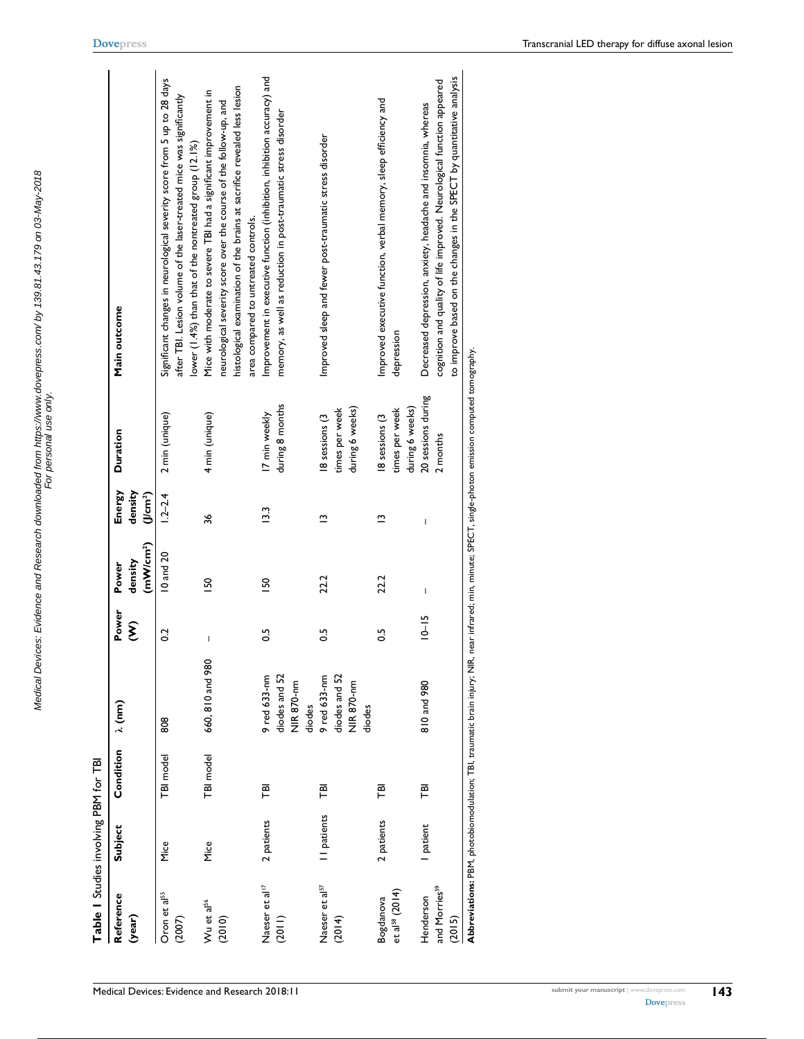**Table 1** Studies involving PBM for TBI

| Reference (year) | Subject | Condition | λ (nm) | Power (W) | Power density ($mW/cm^2$) | Energy density ($J/cm^2$) | Duration | Main outcome |
|---|---|---|---|---|---|---|---|---|
| Oron et al[55] (2007) | Mice | TBI model | 808 | 0.2 | 10 and 20 | 1.2–2.4 | 2 min (unique) | Significant changes in neurological severity score from 5 up to 28 days after TBI. Lesion volume of the laser-treated mice was significantly lower (1.4%) than that of the nontreated group (12.1%) |
| Wu et al[56] (2010) | Mice | TBI model | 660, 810 and 980 | – | 150 | 36 | 4 min (unique) | Mice with moderate to severe TBI had a significant improvement in neurological severity score over the course of the follow-up, and histological examination of the brains at sacrifice revealed less lesion area compared to untreated controls. |
| Naeser et al[17] (2011) | 2 patients | TBI | 9 red 633-nm diodes and 52 NIR 870-nm diodes | 0.5 | 150 | 13.3 | 17 min weekly during 8 months | Improvement in executive function (inhibition, inhibition accuracy) and memory, as well as reduction in post-traumatic stress disorder |
| Naeser et al[57] (2014) | 11 patients | TBI | 9 red 633-nm diodes and 52 NIR 870-nm diodes | 0.5 | 22.2 | 13 | 18 sessions (3 times per week during 6 weeks) | Improved sleep and fewer post-traumatic stress disorder |
| Bogdanova et al[58] (2014) | 2 patients | TBI | | 0.5 | 22.2 | 13 | 18 sessions (3 times per week during 6 weeks) | Improved executive function, verbal memory, sleep efficiency and depression |
| Henderson and Morries[59] (2015) | 1 patient | TBI | 810 and 980 | 10–15 | – | – | 20 sessions during 2 months | Decreased depression, anxiety, headache and insomnia, whereas cognition and quality of life improved. Neurological function appeared to improve based on the changes in the SPECT by quantitative analysis |

**Abbreviations:** PBM, photobiomodulation; TBI, traumatic brain injury; NIR, near infrared; min, minute; SPECT, single-photon emission computed tomography.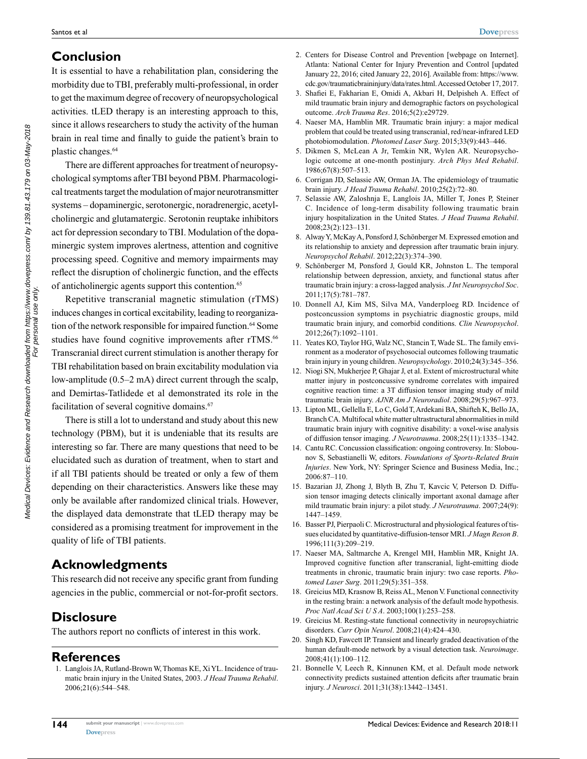## Conclusion

It is essential to have a rehabilitation plan, considering the morbidity due to TBI, preferably multi-professional, in order to get the maximum degree of recovery of neuropsychological activities. tLED therapy is an interesting approach to this, since it allows researchers to study the activity of the human brain in real time and finally to guide the patient's brain to plastic changes.[64]

There are different approaches for treatment of neuropsychological symptoms after TBI beyond PBM. Pharmacological treatments target the modulation of major neurotransmitter systems – dopaminergic, serotonergic, noradrenergic, acetylcholinergic and glutamatergic. Serotonin reuptake inhibitors act for depression secondary to TBI. Modulation of the dopaminergic system improves alertness, attention and cognitive processing speed. Cognitive and memory impairments may reflect the disruption of cholinergic function, and the effects of anticholinergic agents support this contention.[65]

Repetitive transcranial magnetic stimulation (rTMS) induces changes in cortical excitability, leading to reorganization of the network responsible for impaired function.[64] Some studies have found cognitive improvements after rTMS.[66] Transcranial direct current stimulation is another therapy for TBI rehabilitation based on brain excitability modulation via low-amplitude (0.5–2 mA) direct current through the scalp, and Demirtas-Tatlidede et al demonstrated its role in the facilitation of several cognitive domains.[67]

There is still a lot to understand and study about this new technology (PBM), but it is undeniable that its results are interesting so far. There are many questions that need to be elucidated such as duration of treatment, when to start and if all TBI patients should be treated or only a few of them depending on their characteristics. Answers like these may only be available after randomized clinical trials. However, the displayed data demonstrate that tLED therapy may be considered as a promising treatment for improvement in the quality of life of TBI patients.

## Acknowledgments

This research did not receive any specific grant from funding agencies in the public, commercial or not-for-profit sectors.

## Disclosure

The authors report no conflicts of interest in this work.

## References

1. Langlois JA, Rutland-Brown W, Thomas KE, Xi YL. Incidence of traumatic brain injury in the United States, 2003. *J Head Trauma Rehabil*. 2006;21(6):544–548.
2. Centers for Disease Control and Prevention [webpage on Internet]. Atlanta: National Center for Injury Prevention and Control [updated January 22, 2016; cited January 22, 2016]. Available from: https://www.cdc.gov/traumaticbraininjury/data/rates.html. Accessed October 17, 2017.
3. Shafiei E, Fakharian E, Omidi A, Akbari H, Delpisheh A. Effect of mild traumatic brain injury and demographic factors on psychological outcome. *Arch Trauma Res*. 2016;5(2):e29729.
4. Naeser MA, Hamblin MR. Traumatic brain injury: a major medical problem that could be treated using transcranial, red/near-infrared LED photobiomodulation. *Photomed Laser Surg*. 2015;33(9):443–446.
5. Dikmen S, McLean A Jr, Temkin NR, Wylen AR. Neuropsychologic outcome at one-month postinjury. *Arch Phys Med Rehabil*. 1986;67(8):507–513.
6. Corrigan JD, Selassie AW, Orman JA. The epidemiology of traumatic brain injury. *J Head Trauma Rehabil*. 2010;25(2):72–80.
7. Selassie AW, Zaloshnja E, Langlois JA, Miller T, Jones P, Steiner C. Incidence of long-term disability following traumatic brain injury hospitalization in the United States. *J Head Trauma Rehabil*. 2008;23(2):123–131.
8. Alway Y, McKay A, Ponsford J, Schönberger M. Expressed emotion and its relationship to anxiety and depression after traumatic brain injury. *Neuropsychol Rehabil*. 2012;22(3):374–390.
9. Schönberger M, Ponsford J, Gould KR, Johnston L. The temporal relationship between depression, anxiety, and functional status after traumatic brain injury: a cross-lagged analysis. *J Int Neuropsychol Soc*. 2011;17(5):781–787.
10. Donnell AJ, Kim MS, Silva MA, Vanderploeg RD. Incidence of postconcussion symptoms in psychiatric diagnostic groups, mild traumatic brain injury, and comorbid conditions. *Clin Neuropsychol*. 2012;26(7):1092–1101.
11. Yeates KO, Taylor HG, Walz NC, Stancin T, Wade SL. The family environment as a moderator of psychosocial outcomes following traumatic brain injury in young children. *Neuropsychology*. 2010;24(3):345–356.
12. Niogi SN, Mukherjee P, Ghajar J, et al. Extent of microstructural white matter injury in postconcussive syndrome correlates with impaired cognitive reaction time: a 3T diffusion tensor imaging study of mild traumatic brain injury. *AJNR Am J Neuroradiol*. 2008;29(5):967–973.
13. Lipton ML, Gellella E, Lo C, Gold T, Ardekani BA, Shifteh K, Bello JA, Branch CA. Multifocal white matter ultrastructural abnormalities in mild traumatic brain injury with cognitive disability: a voxel-wise analysis of diffusion tensor imaging. *J Neurotrauma*. 2008;25(11):1335–1342.
14. Cantu RC. Concussion classification: ongoing controversy. In: Slobounov S, Sebastianelli W, editors. *Foundations of Sports-Related Brain Injuries*. New York, NY: Springer Science and Business Media, Inc.; 2006:87–110.
15. Bazarian JJ, Zhong J, Blyth B, Zhu T, Kavcic V, Peterson D. Diffusion tensor imaging detects clinically important axonal damage after mild traumatic brain injury: a pilot study. *J Neurotrauma*. 2007;24(9):1447–1459.
16. Basser PJ, Pierpaoli C. Microstructural and physiological features of tissues elucidated by quantitative-diffusion-tensor MRI. *J Magn Reson B*. 1996;111(3):209–219.
17. Naeser MA, Saltmarche A, Krengel MH, Hamblin MR, Knight JA. Improved cognitive function after transcranial, light-emitting diode treatments in chronic, traumatic brain injury: two case reports. *Photomed Laser Surg*. 2011;29(5):351–358.
18. Greicius MD, Krasnow B, Reiss AL, Menon V. Functional connectivity in the resting brain: a network analysis of the default mode hypothesis. *Proc Natl Acad Sci U S A*. 2003;100(1):253–258.
19. Greicius M. Resting-state functional connectivity in neuropsychiatric disorders. *Curr Opin Neurol*. 2008;21(4):424–430.
20. Singh KD, Fawcett IP. Transient and linearly graded deactivation of the human default-mode network by a visual detection task. *Neuroimage*. 2008;41(1):100–112.
21. Bonnelle V, Leech R, Kinnunen KM, et al. Default mode network connectivity predicts sustained attention deficits after traumatic brain injury. *J Neurosci*. 2011;31(38):13442–13451.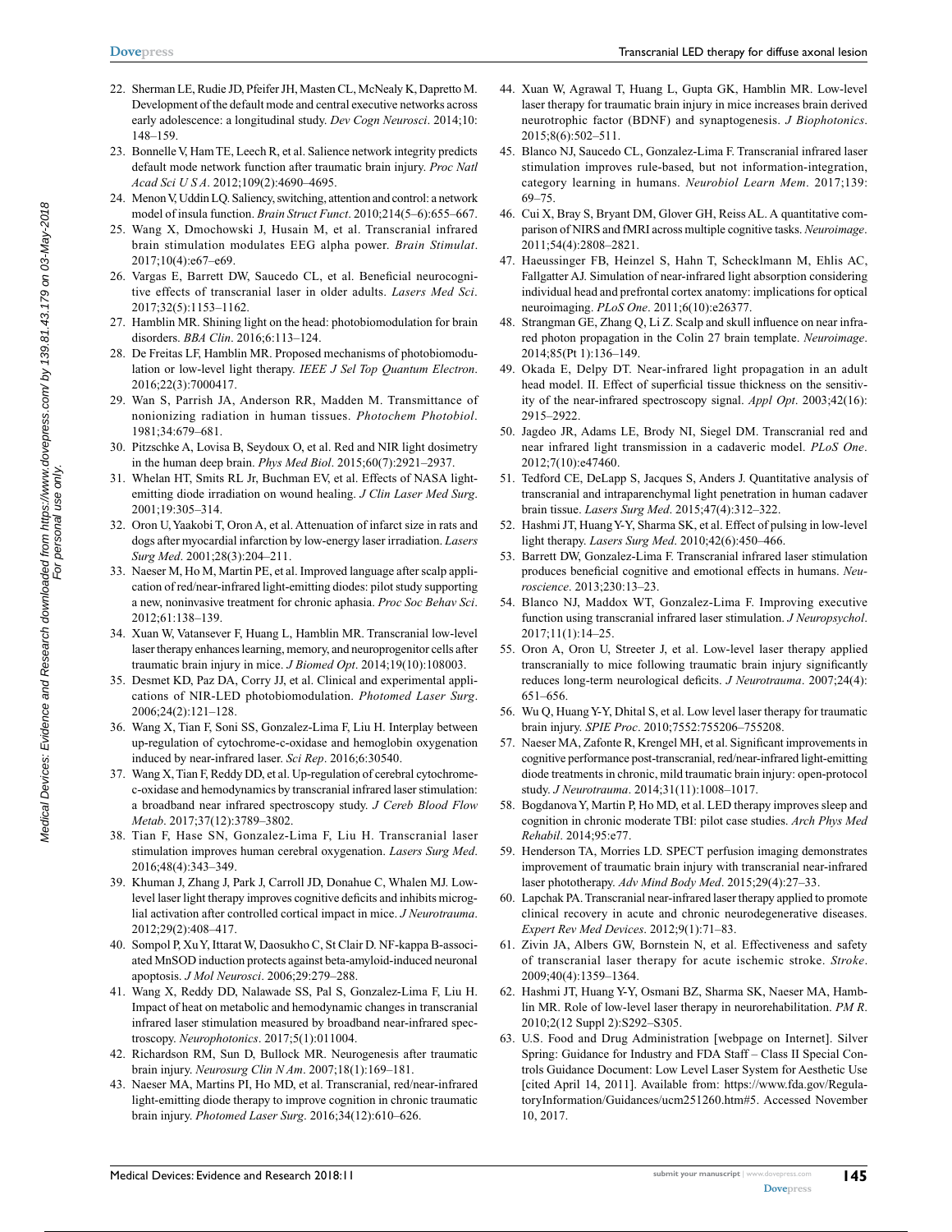22. Sherman LE, Rudie JD, Pfeifer JH, Masten CL, McNealy K, Dapretto M. Development of the default mode and central executive networks across early adolescence: a longitudinal study. *Dev Cogn Neurosci*. 2014;10: 148–159.
23. Bonnelle V, Ham TE, Leech R, et al. Salience network integrity predicts default mode network function after traumatic brain injury. *Proc Natl Acad Sci U S A*. 2012;109(2):4690–4695.
24. Menon V, Uddin LQ. Saliency, switching, attention and control: a network model of insula function. *Brain Struct Funct*. 2010;214(5–6):655–667.
25. Wang X, Dmochowski J, Husain M, et al. Transcranial infrared brain stimulation modulates EEG alpha power. *Brain Stimulat*. 2017;10(4):e67–e69.
26. Vargas E, Barrett DW, Saucedo CL, et al. Beneficial neurocognitive effects of transcranial laser in older adults. *Lasers Med Sci*. 2017;32(5):1153–1162.
27. Hamblin MR. Shining light on the head: photobiomodulation for brain disorders. *BBA Clin*. 2016;6:113–124.
28. De Freitas LF, Hamblin MR. Proposed mechanisms of photobiomodulation or low-level light therapy. *IEEE J Sel Top Quantum Electron*. 2016;22(3):7000417.
29. Wan S, Parrish JA, Anderson RR, Madden M. Transmittance of nonionizing radiation in human tissues. *Photochem Photobiol*. 1981;34:679–681.
30. Pitzschke A, Lovisa B, Seydoux O, et al. Red and NIR light dosimetry in the human deep brain. *Phys Med Biol*. 2015;60(7):2921–2937.
31. Whelan HT, Smits RL Jr, Buchman EV, et al. Effects of NASA light-emitting diode irradiation on wound healing. *J Clin Laser Med Surg*. 2001;19:305–314.
32. Oron U, Yaakobi T, Oron A, et al. Attenuation of infarct size in rats and dogs after myocardial infarction by low-energy laser irradiation. *Lasers Surg Med*. 2001;28(3):204–211.
33. Naeser M, Ho M, Martin PE, et al. Improved language after scalp application of red/near-infrared light-emitting diodes: pilot study supporting a new, noninvasive treatment for chronic aphasia. *Proc Soc Behav Sci*. 2012;61:138–139.
34. Xuan W, Vatansever F, Huang L, Hamblin MR. Transcranial low-level laser therapy enhances learning, memory, and neuroprogenitor cells after traumatic brain injury in mice. *J Biomed Opt*. 2014;19(10):108003.
35. Desmet KD, Paz DA, Corry JJ, et al. Clinical and experimental applications of NIR-LED photobiomodulation. *Photomed Laser Surg*. 2006;24(2):121–128.
36. Wang X, Tian F, Soni SS, Gonzalez-Lima F, Liu H. Interplay between up-regulation of cytochrome-c-oxidase and hemoglobin oxygenation induced by near-infrared laser. *Sci Rep*. 2016;6:30540.
37. Wang X, Tian F, Reddy DD, et al. Up-regulation of cerebral cytochrome-c-oxidase and hemodynamics by transcranial infrared laser stimulation: a broadband near infrared spectroscopy study. *J Cereb Blood Flow Metab*. 2017;37(12):3789–3802.
38. Tian F, Hase SN, Gonzalez-Lima F, Liu H. Transcranial laser stimulation improves human cerebral oxygenation. *Lasers Surg Med*. 2016;48(4):343–349.
39. Khuman J, Zhang J, Park J, Carroll JD, Donahue C, Whalen MJ. Low-level laser light therapy improves cognitive deficits and inhibits microglial activation after controlled cortical impact in mice. *J Neurotrauma*. 2012;29(2):408–417.
40. Sompol P, Xu Y, Ittarat W, Daosukho C, St Clair D. NF-kappa B-associated MnSOD induction protects against beta-amyloid-induced neuronal apoptosis. *J Mol Neurosci*. 2006;29:279–288.
41. Wang X, Reddy DD, Nalawade SS, Pal S, Gonzalez-Lima F, Liu H. Impact of heat on metabolic and hemodynamic changes in transcranial infrared laser stimulation measured by broadband near-infrared spectroscopy. *Neurophotonics*. 2017;5(1):011004.
42. Richardson RM, Sun D, Bullock MR. Neurogenesis after traumatic brain injury. *Neurosurg Clin N Am*. 2007;18(1):169–181.
43. Naeser MA, Martins PI, Ho MD, et al. Transcranial, red/near-infrared light-emitting diode therapy to improve cognition in chronic traumatic brain injury. *Photomed Laser Surg*. 2016;34(12):610–626.
44. Xuan W, Agrawal T, Huang L, Gupta GK, Hamblin MR. Low-level laser therapy for traumatic brain injury in mice increases brain derived neurotrophic factor (BDNF) and synaptogenesis. *J Biophotonics*. 2015;8(6):502–511.
45. Blanco NJ, Saucedo CL, Gonzalez-Lima F. Transcranial infrared laser stimulation improves rule-based, but not information-integration, category learning in humans. *Neurobiol Learn Mem*. 2017;139: 69–75.
46. Cui X, Bray S, Bryant DM, Glover GH, Reiss AL. A quantitative comparison of NIRS and fMRI across multiple cognitive tasks. *Neuroimage*. 2011;54(4):2808–2821.
47. Haeussinger FB, Heinzel S, Hahn T, Schecklmann M, Ehlis AC, Fallgatter AJ. Simulation of near-infrared light absorption considering individual head and prefrontal cortex anatomy: implications for optical neuroimaging. *PLoS One*. 2011;6(10):e26377.
48. Strangman GE, Zhang Q, Li Z. Scalp and skull influence on near infrared photon propagation in the Colin 27 brain template. *Neuroimage*. 2014;85(Pt 1):136–149.
49. Okada E, Delpy DT. Near-infrared light propagation in an adult head model. II. Effect of superficial tissue thickness on the sensitivity of the near-infrared spectroscopy signal. *Appl Opt*. 2003;42(16): 2915–2922.
50. Jagdeo JR, Adams LE, Brody NI, Siegel DM. Transcranial red and near infrared light transmission in a cadaveric model. *PLoS One*. 2012;7(10):e47460.
51. Tedford CE, DeLapp S, Jacques S, Anders J. Quantitative analysis of transcranial and intraparenchymal light penetration in human cadaver brain tissue. *Lasers Surg Med*. 2015;47(4):312–322.
52. Hashmi JT, Huang Y-Y, Sharma SK, et al. Effect of pulsing in low-level light therapy. *Lasers Surg Med*. 2010;42(6):450–466.
53. Barrett DW, Gonzalez-Lima F. Transcranial infrared laser stimulation produces beneficial cognitive and emotional effects in humans. *Neuroscience*. 2013;230:13–23.
54. Blanco NJ, Maddox WT, Gonzalez-Lima F. Improving executive function using transcranial infrared laser stimulation. *J Neuropsychol*. 2017;11(1):14–25.
55. Oron A, Oron U, Streeter J, et al. Low-level laser therapy applied transcranially to mice following traumatic brain injury significantly reduces long-term neurological deficits. *J Neurotrauma*. 2007;24(4): 651–656.
56. Wu Q, Huang Y-Y, Dhital S, et al. Low level laser therapy for traumatic brain injury. *SPIE Proc*. 2010;7552:755206–755208.
57. Naeser MA, Zafonte R, Krengel MH, et al. Significant improvements in cognitive performance post-transcranial, red/near-infrared light-emitting diode treatments in chronic, mild traumatic brain injury: open-protocol study. *J Neurotrauma*. 2014;31(11):1008–1017.
58. Bogdanova Y, Martin P, Ho MD, et al. LED therapy improves sleep and cognition in chronic moderate TBI: pilot case studies. *Arch Phys Med Rehabil*. 2014;95:e77.
59. Henderson TA, Morries LD. SPECT perfusion imaging demonstrates improvement of traumatic brain injury with transcranial near-infrared laser phototherapy. *Adv Mind Body Med*. 2015;29(4):27–33.
60. Lapchak PA. Transcranial near-infrared laser therapy applied to promote clinical recovery in acute and chronic neurodegenerative diseases. *Expert Rev Med Devices*. 2012;9(1):71–83.
61. Zivin JA, Albers GW, Bornstein N, et al. Effectiveness and safety of transcranial laser therapy for acute ischemic stroke. *Stroke*. 2009;40(4):1359–1364.
62. Hashmi JT, Huang Y-Y, Osmani BZ, Sharma SK, Naeser MA, Hamblin MR. Role of low-level laser therapy in neurorehabilitation. *PM R*. 2010;2(12 Suppl 2):S292–S305.
63. U.S. Food and Drug Administration [webpage on Internet]. Silver Spring: Guidance for Industry and FDA Staff – Class II Special Controls Guidance Document: Low Level Laser System for Aesthetic Use [cited April 14, 2011]. Available from: https://www.fda.gov/RegulatoryInformation/Guidances/ucm251260.htm#5. Accessed November 10, 2017.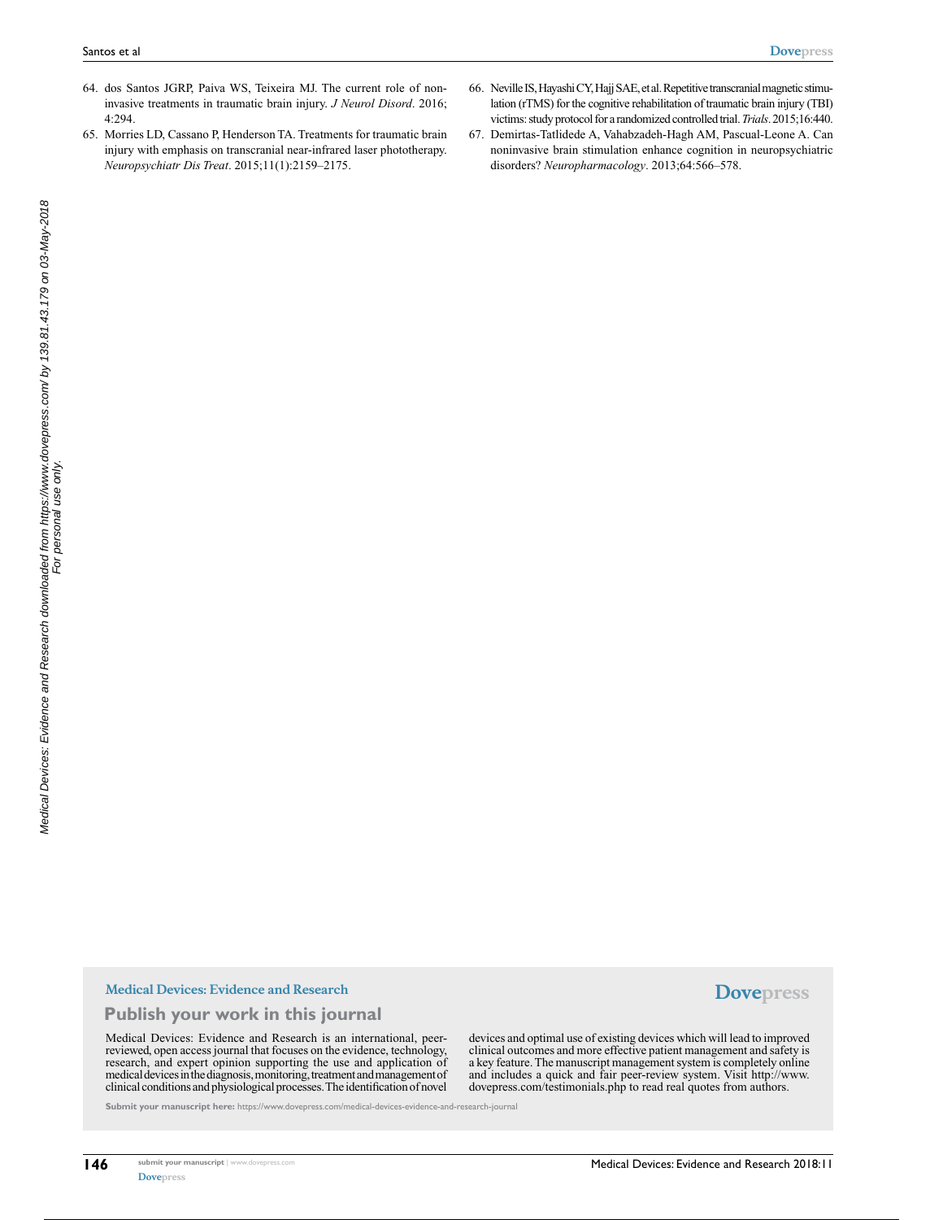64. dos Santos JGRP, Paiva WS, Teixeira MJ. The current role of noninvasive treatments in traumatic brain injury. *J Neurol Disord*. 2016; 4:294.
65. Morries LD, Cassano P, Henderson TA. Treatments for traumatic brain injury with emphasis on transcranial near-infrared laser phototherapy. *Neuropsychiatr Dis Treat*. 2015;11(1):2159–2175.
66. Neville IS, Hayashi CY, Hajj SAE, et al. Repetitive transcranial magnetic stimulation (rTMS) for the cognitive rehabilitation of traumatic brain injury (TBI) victims: study protocol for a randomized controlled trial. *Trials*. 2015;16:440.
67. Demirtas-Tatlidede A, Vahabzadeh-Hagh AM, Pascual-Leone A. Can noninvasive brain stimulation enhance cognition in neuropsychiatric disorders? *Neuropharmacology*. 2013;64:566–578.

**Medical Devices: Evidence and Research**

**Publish your work in this journal**

Medical Devices: Evidence and Research is an international, peer-reviewed, open access journal that focuses on the evidence, technology, research, and expert opinion supporting the use and application of medical devices in the diagnosis, monitoring, treatment and management of clinical conditions and physiological processes. The identification of novel devices and optimal use of existing devices which will lead to improved clinical outcomes and more effective patient management and safety is a key feature. The manuscript management system is completely online and includes a quick and fair peer-review system. Visit http://www.dovepress.com/testimonials.php to read real quotes from authors.

**Submit your manuscript here:** https://www.dovepress.com/medical-devices-evidence-and-research-journal